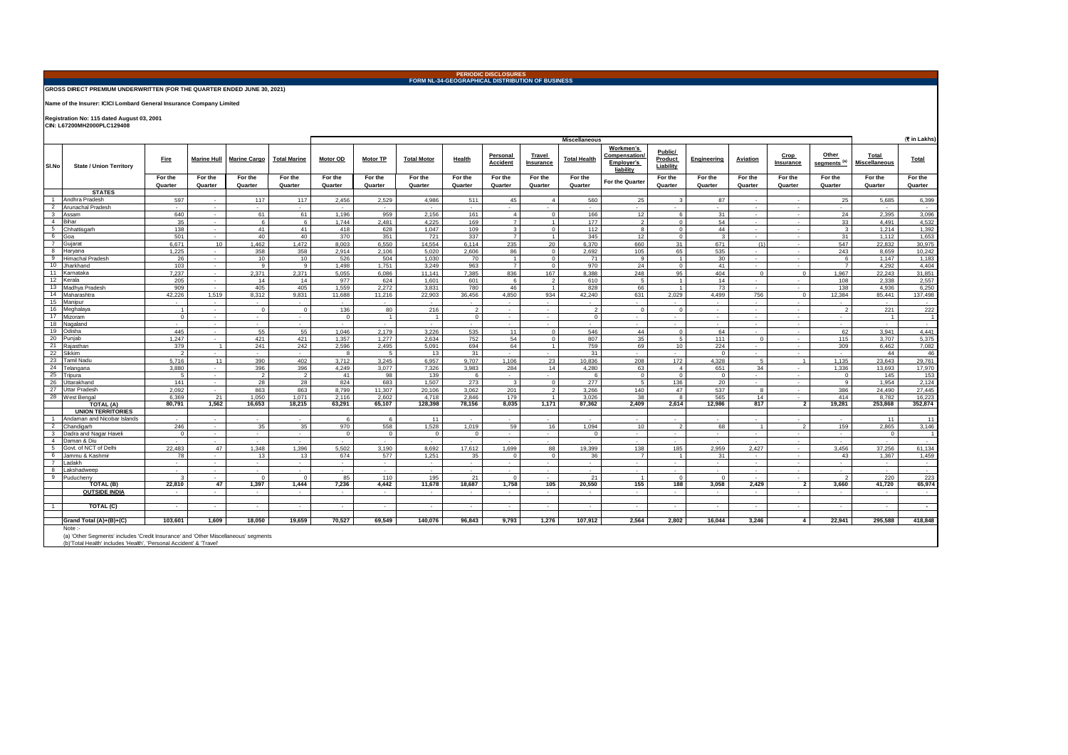**PERIODIC DISCLOSURES**

**FORM NL-34-GEOGRAPHICAL DISTRIBUTION OF BUSINESS**

**GROSS DIRECT PREMIUM UNDERWRITTEN (FOR THE QUARTER ENDED JUNE 30, 2021)**

**Name of the Insurer: ICICI Lombard General Insurance Company Limited**

**Registration No: 115 dated August 03, 2001**
**CIN: L67200MH2000PLC129408**

(₹ in Lakhs)

| Sl.No | State / Union Territory | Fire | Marine Hull | Marine Cargo | Total Marine | Miscellaneous | | | | | | | | | | | | | | | | Total |
|---|---|---|---|---|---|---|---|---|---|---|---|---|---|---|---|---|---|---|---|---|---|---|
| | | | | | | Motor OD | Motor TP | Total Motor | Health | Personal Accident | Travel Insurance | Total Health | Workmen's Compensation/ Employer's liability | Public/ Product Liability | Engineering | Aviation | Crop Insurance | Other segments [(a)] | Total Miscellaneous | |
| | | For the Quarter | For the Quarter | For the Quarter | For the Quarter | For the Quarter | For the Quarter | For the Quarter | For the Quarter | For the Quarter | For the Quarter | For the Quarter | For the Quarter | For the Quarter | For the Quarter | For the Quarter | For the Quarter | For the Quarter | For the Quarter | For the Quarter |
| | **STATES** | | | | | | | | | | | | | | | | | | | |
| 1 | Andhra Pradesh | 597 | - | 117 | 117 | 2,456 | 2,529 | 4,986 | 511 | 45 | 4 | 560 | 25 | 3 | 87 | - | - | 25 | 5,685 | 6,399 |
| 2 | Arunachal Pradesh | - | - | - | - | - | - | - | - | - | - | - | - | - | - | - | - | - | - | - |
| 3 | Assam | 640 | - | 61 | 61 | 1,196 | 959 | 2,156 | 161 | 4 | 0 | 166 | 12 | 6 | 31 | - | - | 24 | 2,395 | 3,096 |
| 4 | Bihar | 35 | - | 6 | 6 | 1,744 | 2,481 | 4,225 | 169 | 7 | 1 | 177 | 2 | 0 | 54 | - | - | 33 | 4,491 | 4,532 |
| 5 | Chhattisgarh | 138 | - | 41 | 41 | 418 | 628 | 1,047 | 109 | 3 | 0 | 112 | 8 | 0 | 44 | - | - | 3 | 1,214 | 1,392 |
| 6 | Goa | 501 | - | 40 | 40 | 370 | 351 | 721 | 337 | 7 | 1 | 345 | 12 | 0 | 3 | - | - | 31 | 1,112 | 1,653 |
| 7 | Gujarat | 6,671 | 10 | 1,462 | 1,472 | 8,003 | 6,550 | 14,554 | 6,114 | 235 | 20 | 6,370 | 660 | 31 | 671 | (1) | - | 547 | 22,832 | 30,975 |
| 8 | Haryana | 1,225 | - | 358 | 358 | 2,914 | 2,106 | 5,020 | 2,606 | 86 | 0 | 2,692 | 105 | 65 | 535 | - | - | 243 | 8,659 | 10,242 |
| 9 | Himachal Pradesh | 26 | - | 10 | 10 | 526 | 504 | 1,030 | 70 | 1 | 0 | 71 | 9 | 1 | 30 | - | - | 6 | 1,147 | 1,183 |
| 10 | Jharkhand | 103 | - | 9 | 9 | 1,498 | 1,751 | 3,249 | 963 | 7 | 0 | 970 | 24 | 0 | 41 | - | - | 7 | 4,292 | 4,404 |
| 11 | Karnataka | 7,237 | - | 2,371 | 2,371 | 5,055 | 6,086 | 11,141 | 7,385 | 836 | 167 | 8,388 | 248 | 95 | 404 | 0 | 0 | 1,967 | 22,243 | 31,851 |
| 12 | Kerala | 205 | - | 14 | 14 | 977 | 624 | 1,601 | 601 | 6 | 2 | 610 | 5 | 1 | 14 | - | - | 108 | 2,338 | 2,557 |
| 13 | Madhya Pradesh | 909 | - | 405 | 405 | 1,559 | 2,272 | 3,831 | 780 | 46 | 1 | 828 | 66 | 1 | 73 | - | - | 138 | 4,936 | 6,250 |
| 14 | Maharashtra | 42,226 | 1,519 | 8,312 | 9,831 | 11,688 | 11,216 | 22,903 | 36,456 | 4,850 | 934 | 42,240 | 631 | 2,029 | 4,499 | 756 | 0 | 12,384 | 85,441 | 137,498 |
| 15 | Manipur | - | - | - | - | - | - | - | - | - | - | - | - | - | - | - | - | - | - | - |
| 16 | Meghalaya | 1 | - | 0 | 0 | 136 | 80 | 216 | 2 | - | - | 2 | 0 | 0 | - | - | - | 2 | 221 | 222 |
| 17 | Mizoram | 0 | - | - | - | 0 | 1 | 1 | 0 | - | - | 0 | - | - | - | - | - | - | 1 | 1 |
| 18 | Nagaland | - | - | - | - | - | - | - | - | - | - | - | - | - | - | - | - | - | - | - |
| 19 | Odisha | 445 | - | 55 | 55 | 1,046 | 2,179 | 3,226 | 535 | 11 | 0 | 546 | 44 | 0 | 64 | - | - | 62 | 3,941 | 4,441 |
| 20 | Punjab | 1,247 | - | 421 | 421 | 1,357 | 1,277 | 2,634 | 752 | 54 | 0 | 807 | 35 | 5 | 111 | 0 | - | 115 | 3,707 | 5,375 |
| 21 | Rajasthan | 379 | 1 | 241 | 242 | 2,596 | 2,495 | 5,091 | 694 | 64 | 1 | 759 | 69 | 10 | 224 | - | - | 309 | 6,462 | 7,082 |
| 22 | Sikkim | 2 | - | - | - | 8 | 5 | 13 | 31 | - | - | 31 | - | - | 0 | - | - | - | 44 | 46 |
| 23 | Tamil Nadu | 5,716 | 11 | 390 | 402 | 3,712 | 3,245 | 6,957 | 9,707 | 1,106 | 23 | 10,836 | 208 | 172 | 4,328 | 5 | 1 | 1,135 | 23,643 | 29,761 |
| 24 | Telangana | 3,880 | - | 396 | 396 | 4,249 | 3,077 | 7,326 | 3,983 | 284 | 14 | 4,280 | 63 | 4 | 651 | 34 | - | 1,336 | 13,693 | 17,970 |
| 25 | Tripura | 5 | - | 2 | 2 | 41 | 98 | 139 | 6 | - | - | 6 | 0 | 0 | 0 | - | - | 0 | 145 | 153 |
| 26 | Uttarakhand | 141 | - | 28 | 28 | 824 | 683 | 1,507 | 273 | 3 | 0 | 277 | 5 | 136 | 20 | - | - | 9 | 1,954 | 2,124 |
| 27 | Uttar Pradesh | 2,092 | - | 863 | 863 | 8,799 | 11,307 | 20,106 | 3,062 | 201 | 2 | 3,266 | 140 | 47 | 537 | 8 | - | 386 | 24,490 | 27,445 |
| 28 | West Bengal | 6,369 | 21 | 1,050 | 1,071 | 2,116 | 2,602 | 4,718 | 2,846 | 179 | 1 | 3,026 | 38 | 8 | 565 | 14 | - | 414 | 8,782 | 16,223 |
| | **TOTAL (A)** | **80,791** | **1,562** | **16,653** | **18,215** | **63,291** | **65,107** | **128,398** | **78,156** | **8,035** | **1,171** | **87,362** | **2,409** | **2,614** | **12,986** | **817** | **2** | **19,281** | **253,868** | **352,874** |
| | **UNION TERRITORIES** | | | | | | | | | | | | | | | | | | | |
| 1 | Andaman and Nicobar Islands | - | - | - | - | 6 | 6 | 11 | - | - | - | - | - | - | - | - | - | - | 11 | 11 |
| 2 | Chandigarh | 246 | - | 35 | 35 | 970 | 558 | 1,528 | 1,019 | 59 | 16 | 1,094 | 10 | 2 | 68 | 1 | 2 | 159 | 2,865 | 3,146 |
| 3 | Dadra and Nagar Haveli | 0 | - | - | - | 0 | 0 | 0 | 0 | - | - | 0 | - | - | - | - | - | - | 0 | 1 |
| 4 | Daman & Diu | - | - | - | - | - | - | - | - | - | - | - | - | - | - | - | - | - | - | - |
| 5 | Govt. of NCT of Delhi | 22,483 | 47 | 1,348 | 1,396 | 5,502 | 3,190 | 8,692 | 17,612 | 1,699 | 88 | 19,399 | 138 | 185 | 2,959 | 2,427 | - | 3,456 | 37,256 | 61,134 |
| 6 | Jammu & Kashmir | 78 | - | 13 | 13 | 674 | 577 | 1,251 | 35 | 0 | 0 | 36 | 7 | 1 | 31 | - | - | 43 | 1,367 | 1,459 |
| 7 | Ladakh | - | - | - | - | - | - | - | - | - | - | - | - | - | - | - | - | - | - | - |
| 8 | Lakshadweep | - | - | - | - | - | - | - | - | - | - | - | - | - | - | - | - | - | - | - |
| 9 | Puducherry | 3 | - | 0 | 0 | 85 | 110 | 195 | 21 | 0 | - | 21 | 1 | 0 | 0 | - | - | 2 | 220 | 223 |
| | **TOTAL (B)** | **22,810** | **47** | **1,397** | **1,444** | **7,236** | **4,442** | **11,678** | **18,687** | **1,758** | **105** | **20,550** | **155** | **188** | **3,058** | **2,429** | **2** | **3,660** | **41,720** | **65,974** |
| | **OUTSIDE INDIA** | - | - | - | - | - | - | - | - | - | - | - | - | - | - | - | - | - | - | - |
| 1 | **TOTAL (C)** | - | - | - | - | - | - | - | - | - | - | - | - | - | - | - | - | - | - | - |
| | **Grand Total (A)+(B)+(C)** | **103,601** | **1,609** | **18,050** | **19,659** | **70,527** | **69,549** | **140,076** | **96,843** | **9,793** | **1,276** | **107,912** | **2,564** | **2,802** | **16,044** | **3,246** | **4** | **22,941** | **295,588** | **418,848** |

Note :-

(a) 'Other Segments' includes 'Credit Insurance' and 'Other Miscellaneous' segments

(b)'Total Health' includes 'Health', 'Personal Accident' & 'Travel'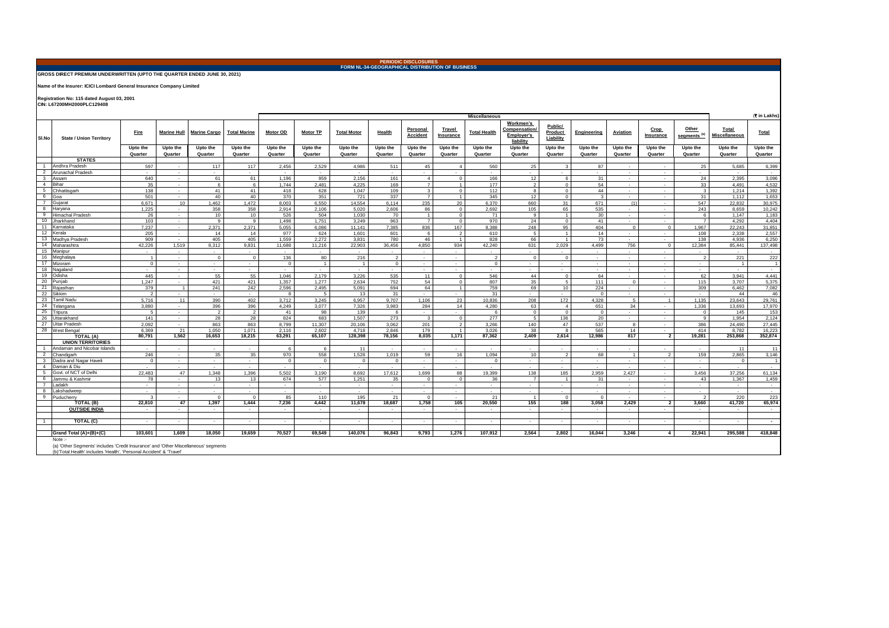# PERIODIC DISCLOSURES
## FORM NL-34-GEOGRAPHICAL DISTRIBUTION OF BUSINESS

**GROSS DIRECT PREMIUM UNDERWRITTEN (UPTO THE QUARTER ENDED JUNE 30, 2021)**

**Name of the Insurer: ICICI Lombard General Insurance Company Limited**

**Registration No: 115 dated August 03, 2001**
**CIN: L67200MH2000PLC129408**

(₹ in Lakhs)

| Sl.No | State / Union Territory | Fire | Marine Hull | Marine Cargo | Total Marine | Miscellaneous | | | | | | | | | | | | | | | | Total |
|---|---|---|---|---|---|---|---|---|---|---|---|---|---|---|---|---|---|---|---|---|---|---|
| | | | | | | Motor OD | Motor TP | Total Motor | Health | Personal Accident | Travel Insurance | Total Health | Workmen's Compensation/ Employer's liability | Public/ Product Liability | Engineering | Aviation | Crop Insurance | Other segments [(a)] | Total Miscellaneous | |
| | | Upto the Quarter | Upto the Quarter | Upto the Quarter | Upto the Quarter | Upto the Quarter | Upto the Quarter | Upto the Quarter | Upto the Quarter | Upto the Quarter | Upto the Quarter | Upto the Quarter | Upto the Quarter | Upto the Quarter | Upto the Quarter | Upto the Quarter | Upto the Quarter | Upto the Quarter | Upto the Quarter | Upto the Quarter |
| | **STATES** | | | | | | | | | | | | | | | | | | | |
| 1 | Andhra Pradesh | 597 | - | 117 | 117 | 2,456 | 2,529 | 4,986 | 511 | 45 | 4 | 560 | 25 | 3 | 87 | - | - | 25 | 5,685 | 6,399 |
| 2 | Arunachal Pradesh | - | - | - | - | - | - | - | - | - | - | - | - | - | - | - | - | - | - | - |
| 3 | Assam | 640 | - | 61 | 61 | 1,196 | 959 | 2,156 | 161 | 4 | 0 | 166 | 12 | 6 | 31 | - | - | 24 | 2,395 | 3,096 |
| 4 | Bihar | 35 | - | 6 | 6 | 1,744 | 2,481 | 4,225 | 169 | 7 | 1 | 177 | 2 | 0 | 54 | - | - | 33 | 4,491 | 4,532 |
| 5 | Chhattisgarh | 138 | - | 41 | 41 | 418 | 628 | 1,047 | 109 | 3 | 0 | 112 | 8 | 0 | 44 | - | - | 3 | 1,214 | 1,392 |
| 6 | Goa | 501 | - | 40 | 40 | 370 | 351 | 721 | 337 | 7 | 1 | 345 | 12 | 0 | 3 | - | - | 31 | 1,112 | 1,653 |
| 7 | Gujarat | 6,671 | 10 | 1,462 | 1,472 | 8,003 | 6,550 | 14,554 | 6,114 | 235 | 20 | 6,370 | 660 | 31 | 671 | (1) | - | 547 | 22,832 | 30,975 |
| 8 | Haryana | 1,225 | - | 358 | 358 | 2,914 | 2,106 | 5,020 | 2,606 | 86 | 0 | 2,692 | 105 | 65 | 535 | - | - | 243 | 8,659 | 10,242 |
| 9 | Himachal Pradesh | 26 | - | 10 | 10 | 526 | 504 | 1,030 | 70 | 1 | 0 | 71 | 9 | 1 | 30 | - | - | 6 | 1,147 | 1,183 |
| 10 | Jharkhand | 103 | - | 9 | 9 | 1,498 | 1,751 | 3,249 | 963 | 7 | 0 | 970 | 24 | 0 | 41 | - | - | 7 | 4,292 | 4,404 |
| 11 | Karnataka | 7,237 | - | 2,371 | 2,371 | 5,055 | 6,086 | 11,141 | 7,385 | 836 | 167 | 8,388 | 248 | 95 | 404 | 0 | 0 | 1,967 | 22,243 | 31,851 |
| 12 | Kerala | 205 | - | 14 | 14 | 977 | 624 | 1,601 | 601 | 6 | 2 | 610 | 5 | 1 | 14 | - | - | 108 | 2,338 | 2,557 |
| 13 | Madhya Pradesh | 909 | - | 405 | 405 | 1,559 | 2,272 | 3,831 | 780 | 46 | 1 | 828 | 66 | 1 | 73 | - | - | 138 | 4,936 | 6,250 |
| 14 | Maharashtra | 42,226 | 1,519 | 8,312 | 9,831 | 11,688 | 11,216 | 22,903 | 36,456 | 4,850 | 934 | 42,240 | 631 | 2,029 | 4,499 | 756 | 0 | 12,384 | 85,441 | 137,498 |
| 15 | Manipur | - | - | - | - | - | - | - | - | - | - | - | - | - | - | - | - | - | - | - |
| 16 | Meghalaya | 1 | - | 0 | 0 | 136 | 80 | 216 | 2 | - | - | 2 | 0 | 0 | - | - | - | 2 | 221 | 222 |
| 17 | Mizoram | 0 | - | - | - | 0 | 1 | 1 | 0 | - | - | 0 | - | - | - | - | - | - | 1 | 1 |
| 18 | Nagaland | - | - | - | - | - | - | - | - | - | - | - | - | - | - | - | - | - | - | - |
| 19 | Odisha | 445 | - | 55 | 55 | 1,046 | 2,179 | 3,226 | 535 | 11 | 0 | 546 | 44 | 0 | 64 | - | - | 62 | 3,941 | 4,441 |
| 20 | Punjab | 1,247 | - | 421 | 421 | 1,357 | 1,277 | 2,634 | 752 | 54 | 0 | 807 | 35 | 5 | 111 | 0 | - | 115 | 3,707 | 5,375 |
| 21 | Rajasthan | 379 | 1 | 241 | 242 | 2,596 | 2,495 | 5,091 | 694 | 64 | 1 | 759 | 69 | 10 | 224 | - | - | 309 | 6,462 | 7,082 |
| 22 | Sikkim | 2 | - | - | - | 8 | 5 | 13 | 31 | - | - | 31 | - | - | 0 | - | - | - | 44 | 46 |
| 23 | Tamil Nadu | 5,716 | 11 | 390 | 402 | 3,712 | 3,245 | 6,957 | 9,707 | 1,106 | 23 | 10,836 | 208 | 172 | 4,328 | 5 | 1 | 1,135 | 23,643 | 29,761 |
| 24 | Telangana | 3,880 | - | 396 | 396 | 4,249 | 3,077 | 7,326 | 3,983 | 284 | 14 | 4,280 | 63 | 4 | 651 | 34 | - | 1,336 | 13,693 | 17,970 |
| 25 | Tripura | 5 | - | 2 | 2 | 41 | 98 | 139 | 6 | - | - | 6 | 0 | 0 | 0 | - | - | 0 | 145 | 153 |
| 26 | Uttarakhand | 141 | - | 28 | 28 | 824 | 683 | 1,507 | 273 | 3 | 0 | 277 | 5 | 136 | 20 | - | - | 9 | 1,954 | 2,124 |
| 27 | Uttar Pradesh | 2,092 | - | 863 | 863 | 8,799 | 11,307 | 20,106 | 3,062 | 201 | 2 | 3,266 | 140 | 47 | 537 | 8 | - | 386 | 24,490 | 27,445 |
| 28 | West Bengal | 6,369 | 21 | 1,050 | 1,071 | 2,116 | 2,602 | 4,718 | 2,846 | 179 | 1 | 3,026 | 38 | 8 | 565 | 14 | - | 414 | 8,782 | 16,223 |
| | **TOTAL (A)** | **80,791** | **1,562** | **16,653** | **18,215** | **63,291** | **65,107** | **128,398** | **78,156** | **8,035** | **1,171** | **87,362** | **2,409** | **2,614** | **12,986** | **817** | **2** | **19,281** | **253,868** | **352,874** |
| | **UNION TERRITORIES** | | | | | | | | | | | | | | | | | | | |
| 1 | Andaman and Nicobar Islands | - | - | - | - | 6 | 6 | 11 | - | - | - | - | - | - | - | - | - | - | 11 | 11 |
| 2 | Chandigarh | 246 | - | 35 | 35 | 970 | 558 | 1,528 | 1,019 | 59 | 16 | 1,094 | 10 | 2 | 68 | 1 | 2 | 159 | 2,865 | 3,146 |
| 3 | Dadra and Nagar Haveli | 0 | - | - | - | 0 | 0 | 0 | 0 | - | - | 0 | - | - | - | - | - | - | 0 | 1 |
| 4 | Daman & Diu | - | - | - | - | - | - | - | - | - | - | - | - | - | - | - | - | - | - | - |
| 5 | Govt. of NCT of Delhi | 22,483 | 47 | 1,348 | 1,396 | 5,502 | 3,190 | 8,692 | 17,612 | 1,699 | 88 | 19,399 | 138 | 185 | 2,959 | 2,427 | - | 3,456 | 37,256 | 61,134 |
| 6 | Jammu & Kashmir | 78 | - | 13 | 13 | 674 | 577 | 1,251 | 35 | 0 | 0 | 36 | 7 | 1 | 31 | - | - | 43 | 1,367 | 1,459 |
| 7 | Ladakh | - | - | - | - | - | - | - | - | - | - | - | - | - | - | - | - | - | - | - |
| 8 | Lakshadweep | - | - | - | - | - | - | - | - | - | - | - | - | - | - | - | - | - | - | - |
| 9 | Puducherry | 3 | - | 0 | 0 | 85 | 110 | 195 | 21 | 0 | - | 21 | 1 | 0 | 0 | - | - | 2 | 220 | 223 |
| | **TOTAL (B)** | **22,810** | **47** | **1,397** | **1,444** | **7,236** | **4,442** | **11,678** | **18,687** | **1,758** | **105** | **20,550** | **155** | **188** | **3,058** | **2,429** | **2** | **3,660** | **41,720** | **65,974** |
| | **OUTSIDE INDIA** | - | - | - | - | - | - | - | - | - | - | - | - | - | - | - | - | - | - | - |
| 1 | **TOTAL (C)** | - | - | - | - | - | - | - | - | - | - | - | - | - | - | - | - | - | - | - |
| | **Grand Total (A)+(B)+(C)** | **103,601** | **1,609** | **18,050** | **19,659** | **70,527** | **69,549** | **140,076** | **96,843** | **9,793** | **1,276** | **107,912** | **2,564** | **2,802** | **16,044** | **3,246** | **4** | **22,941** | **295,588** | **418,848** |

Note :-

(a) 'Other Segments' includes 'Credit Insurance' and 'Other Miscellaneous' segments

(b)'Total Health' includes 'Health', 'Personal Accident' & 'Travel'